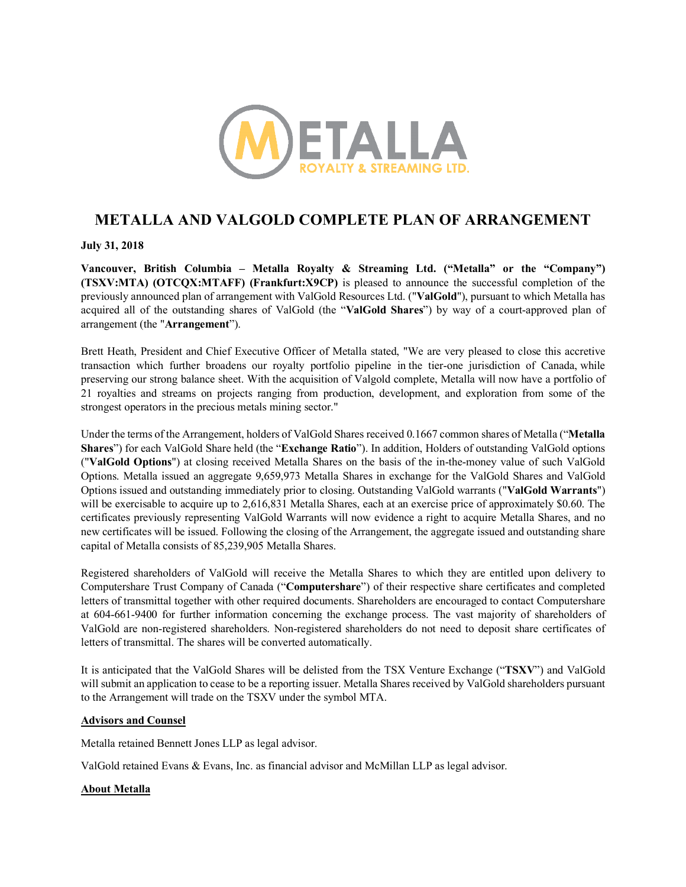# METALLA AND VALGOLD COMPLETE PLAN OF ARRANGEMENT

**July 31, 2018**

**Vancouver, British Columbia – Metalla Royalty & Streaming Ltd. ("Metalla" or the "Company") (TSXV:MTA) (OTCQX:MTAFF) (Frankfurt:X9CP)** is pleased to announce the successful completion of the previously announced plan of arrangement with ValGold Resources Ltd. ("**ValGold**"), pursuant to which Metalla has acquired all of the outstanding shares of ValGold (the "**ValGold Shares**") by way of a court-approved plan of arrangement (the "**Arrangement**").

Brett Heath, President and Chief Executive Officer of Metalla stated, "We are very pleased to close this accretive transaction which further broadens our royalty portfolio pipeline in the tier-one jurisdiction of Canada, while preserving our strong balance sheet. With the acquisition of Valgold complete, Metalla will now have a portfolio of 21 royalties and streams on projects ranging from production, development, and exploration from some of the strongest operators in the precious metals mining sector."

Under the terms of the Arrangement, holders of ValGold Shares received 0.1667 common shares of Metalla ("**Metalla Shares**") for each ValGold Share held (the "**Exchange Ratio**"). In addition, Holders of outstanding ValGold options ("**ValGold Options**") at closing received Metalla Shares on the basis of the in-the-money value of such ValGold Options. Metalla issued an aggregate 9,659,973 Metalla Shares in exchange for the ValGold Shares and ValGold Options issued and outstanding immediately prior to closing. Outstanding ValGold warrants ("**ValGold Warrants**") will be exercisable to acquire up to 2,616,831 Metalla Shares, each at an exercise price of approximately $0.60. The certificates previously representing ValGold Warrants will now evidence a right to acquire Metalla Shares, and no new certificates will be issued. Following the closing of the Arrangement, the aggregate issued and outstanding share capital of Metalla consists of 85,239,905 Metalla Shares.

Registered shareholders of ValGold will receive the Metalla Shares to which they are entitled upon delivery to Computershare Trust Company of Canada ("**Computershare**") of their respective share certificates and completed letters of transmittal together with other required documents. Shareholders are encouraged to contact Computershare at 604-661-9400 for further information concerning the exchange process. The vast majority of shareholders of ValGold are non-registered shareholders. Non-registered shareholders do not need to deposit share certificates of letters of transmittal. The shares will be converted automatically.

It is anticipated that the ValGold Shares will be delisted from the TSX Venture Exchange ("**TSXV**") and ValGold will submit an application to cease to be a reporting issuer. Metalla Shares received by ValGold shareholders pursuant to the Arrangement will trade on the TSXV under the symbol MTA.

**Advisors and Counsel**

Metalla retained Bennett Jones LLP as legal advisor.

ValGold retained Evans & Evans, Inc. as financial advisor and McMillan LLP as legal advisor.

**About Metalla**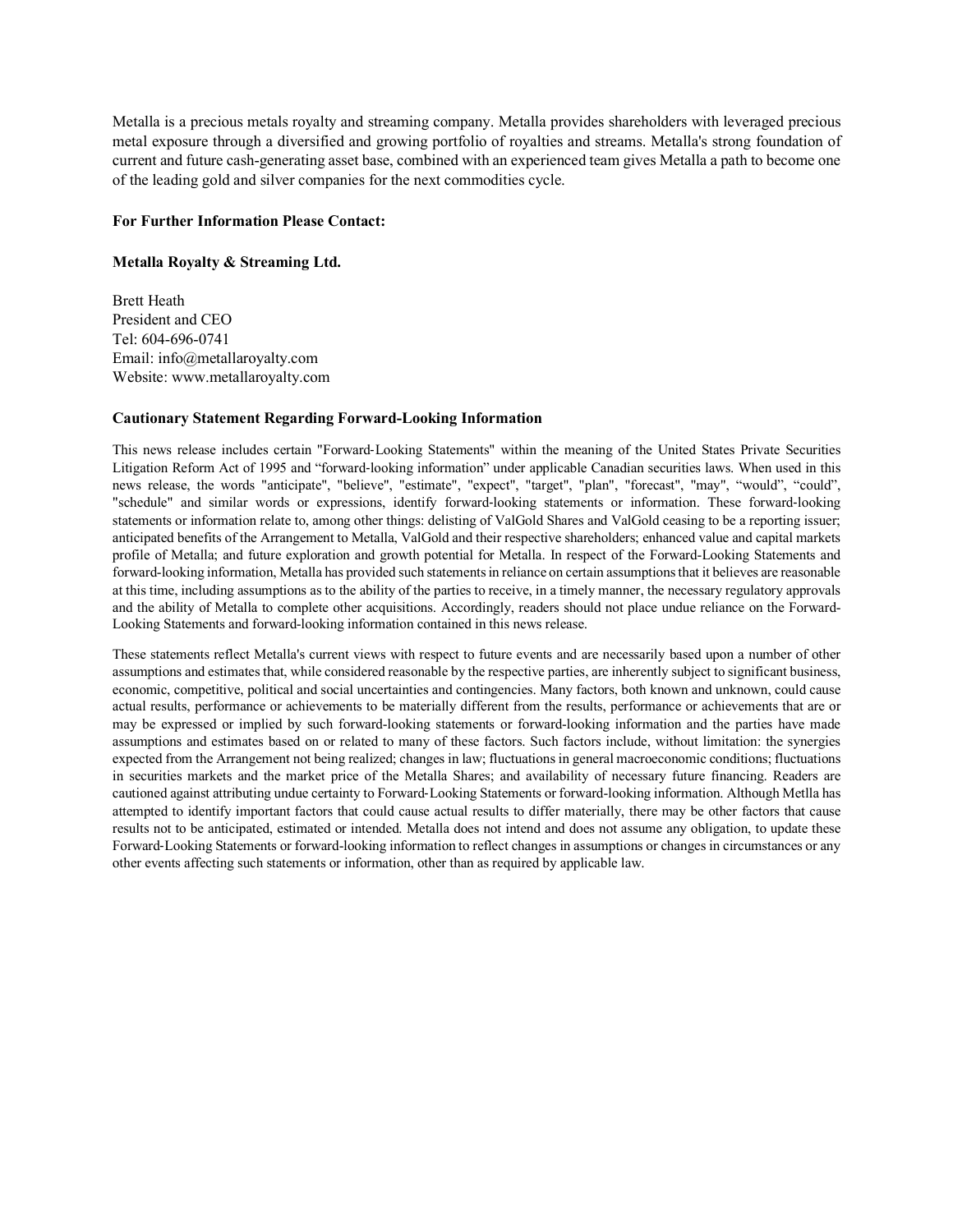Metalla is a precious metals royalty and streaming company. Metalla provides shareholders with leveraged precious metal exposure through a diversified and growing portfolio of royalties and streams. Metalla's strong foundation of current and future cash-generating asset base, combined with an experienced team gives Metalla a path to become one of the leading gold and silver companies for the next commodities cycle.

**For Further Information Please Contact:**

**Metalla Royalty & Streaming Ltd.**

Brett Heath
President and CEO
Tel: 604-696-0741
Email: info@metallaroyalty.com
Website: www.metallaroyalty.com

**Cautionary Statement Regarding Forward-Looking Information**

This news release includes certain "Forward‐Looking Statements" within the meaning of the United States Private Securities Litigation Reform Act of 1995 and "forward-looking information" under applicable Canadian securities laws. When used in this news release, the words "anticipate", "believe", "estimate", "expect", "target", "plan", "forecast", "may", "would", "could", "schedule" and similar words or expressions, identify forward‐looking statements or information. These forward‐looking statements or information relate to, among other things: delisting of ValGold Shares and ValGold ceasing to be a reporting issuer; anticipated benefits of the Arrangement to Metalla, ValGold and their respective shareholders; enhanced value and capital markets profile of Metalla; and future exploration and growth potential for Metalla. In respect of the Forward-Looking Statements and forward-looking information, Metalla has provided such statements in reliance on certain assumptions that it believes are reasonable at this time, including assumptions as to the ability of the parties to receive, in a timely manner, the necessary regulatory approvals and the ability of Metalla to complete other acquisitions. Accordingly, readers should not place undue reliance on the Forward-Looking Statements and forward-looking information contained in this news release.

These statements reflect Metalla's current views with respect to future events and are necessarily based upon a number of other assumptions and estimates that, while considered reasonable by the respective parties, are inherently subject to significant business, economic, competitive, political and social uncertainties and contingencies. Many factors, both known and unknown, could cause actual results, performance or achievements to be materially different from the results, performance or achievements that are or may be expressed or implied by such forward-looking statements or forward-looking information and the parties have made assumptions and estimates based on or related to many of these factors. Such factors include, without limitation: the synergies expected from the Arrangement not being realized; changes in law; fluctuations in general macroeconomic conditions; fluctuations in securities markets and the market price of the Metalla Shares; and availability of necessary future financing. Readers are cautioned against attributing undue certainty to Forward‐Looking Statements or forward-looking information. Although Metlla has attempted to identify important factors that could cause actual results to differ materially, there may be other factors that cause results not to be anticipated, estimated or intended. Metalla does not intend and does not assume any obligation, to update these Forward‐Looking Statements or forward-looking information to reflect changes in assumptions or changes in circumstances or any other events affecting such statements or information, other than as required by applicable law.